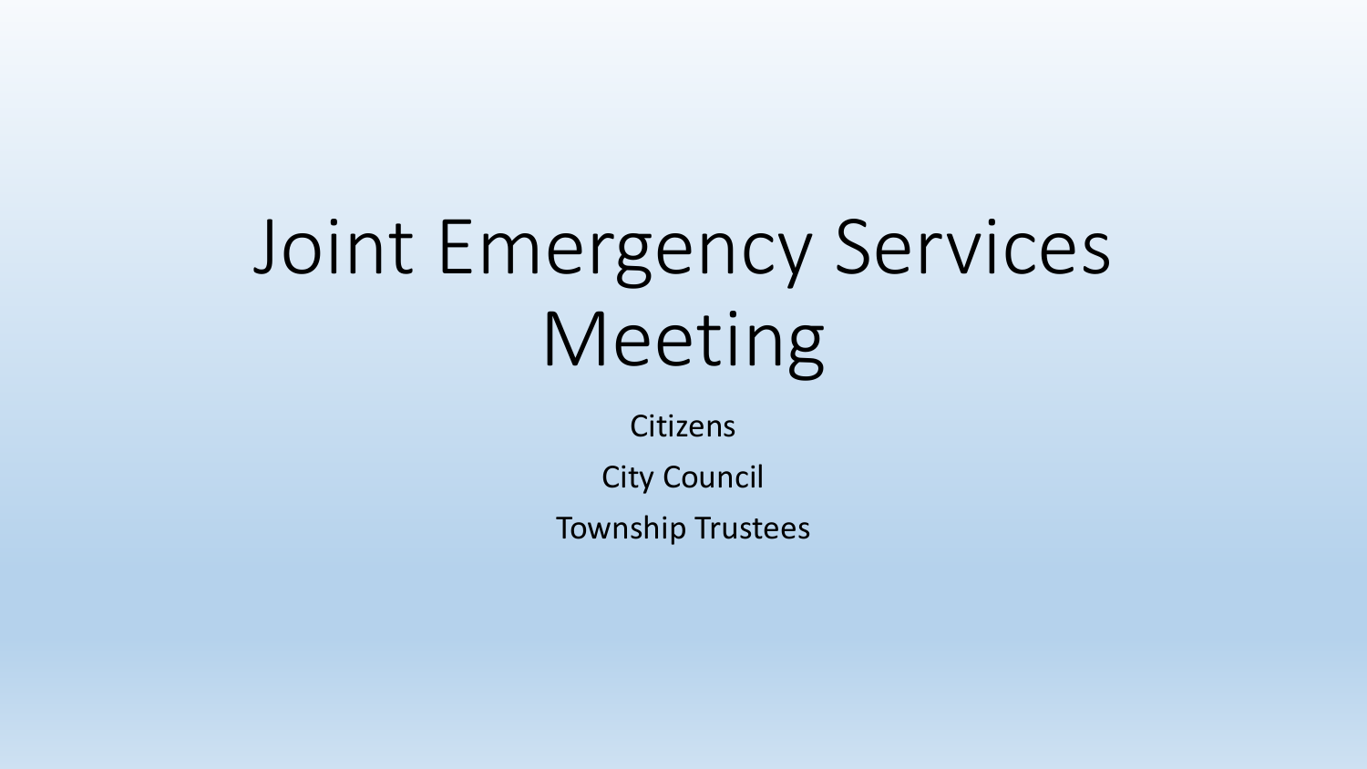# Joint Emergency Services Meeting

Citizens

City Council

Township Trustees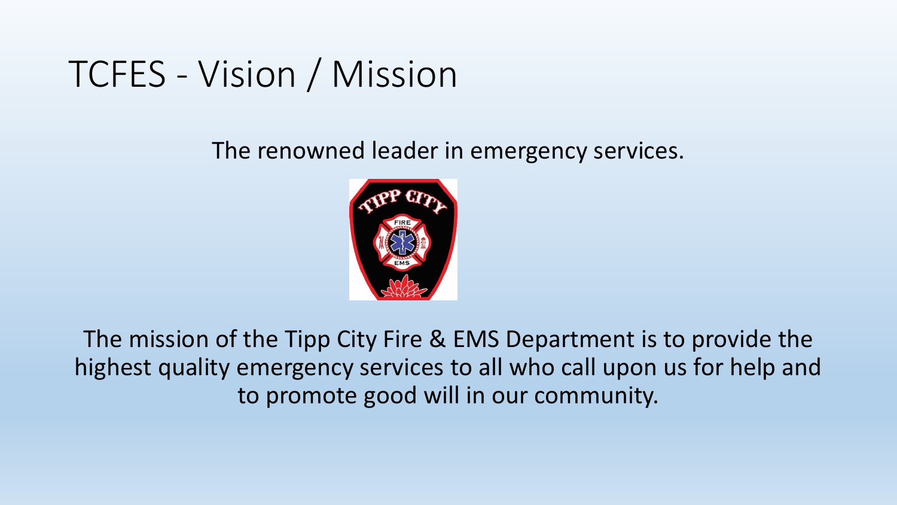# TCFES - Vision / Mission

The renowned leader in emergency services.

The mission of the Tipp City Fire & EMS Department is to provide the highest quality emergency services to all who call upon us for help and to promote good will in our community.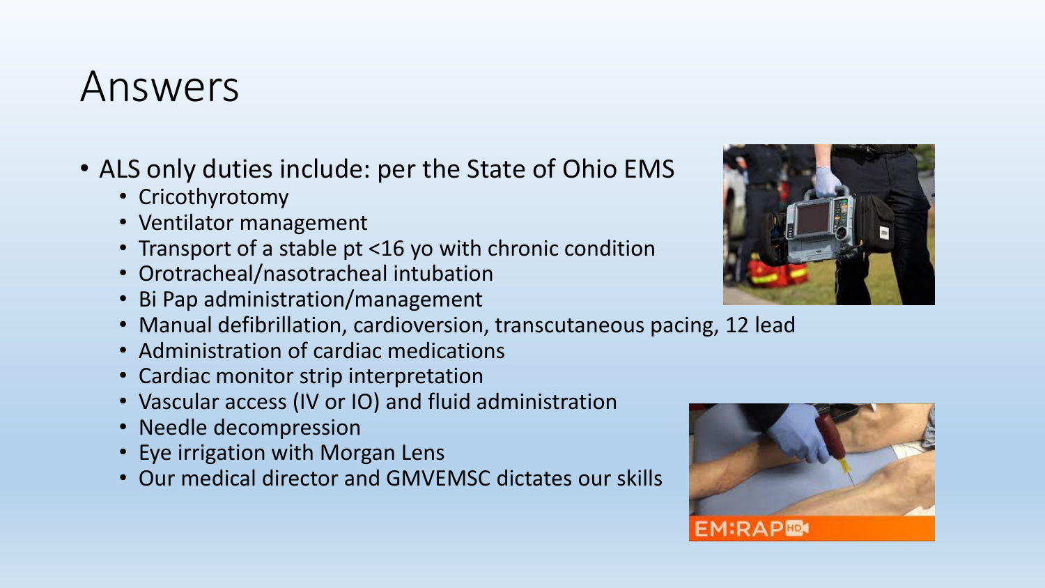# Answers

- ALS only duties include: per the State of Ohio EMS
  - Cricothyrotomy
  - Ventilator management
  - Transport of a stable pt <16 yo with chronic condition
  - Orotracheal/nasotracheal intubation
  - Bi Pap administration/management
  - Manual defibrillation, cardioversion, transcutaneous pacing, 12 lead
  - Administration of cardiac medications
  - Cardiac monitor strip interpretation
  - Vascular access (IV or IO) and fluid administration
  - Needle decompression
  - Eye irrigation with Morgan Lens
  - Our medical director and GMVEMSC dictates our skills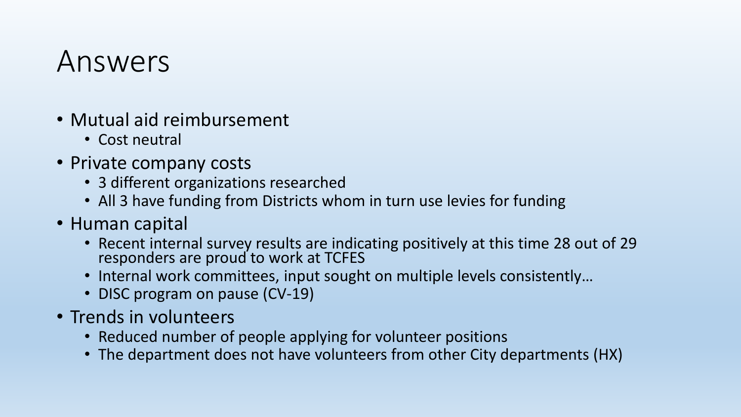# Answers

- Mutual aid reimbursement
  - Cost neutral
- Private company costs
  - 3 different organizations researched
  - All 3 have funding from Districts whom in turn use levies for funding
- Human capital
  - Recent internal survey results are indicating positively at this time 28 out of 29 responders are proud to work at TCFES
  - Internal work committees, input sought on multiple levels consistently…
  - DISC program on pause (CV-19)
- Trends in volunteers
  - Reduced number of people applying for volunteer positions
  - The department does not have volunteers from other City departments (HX)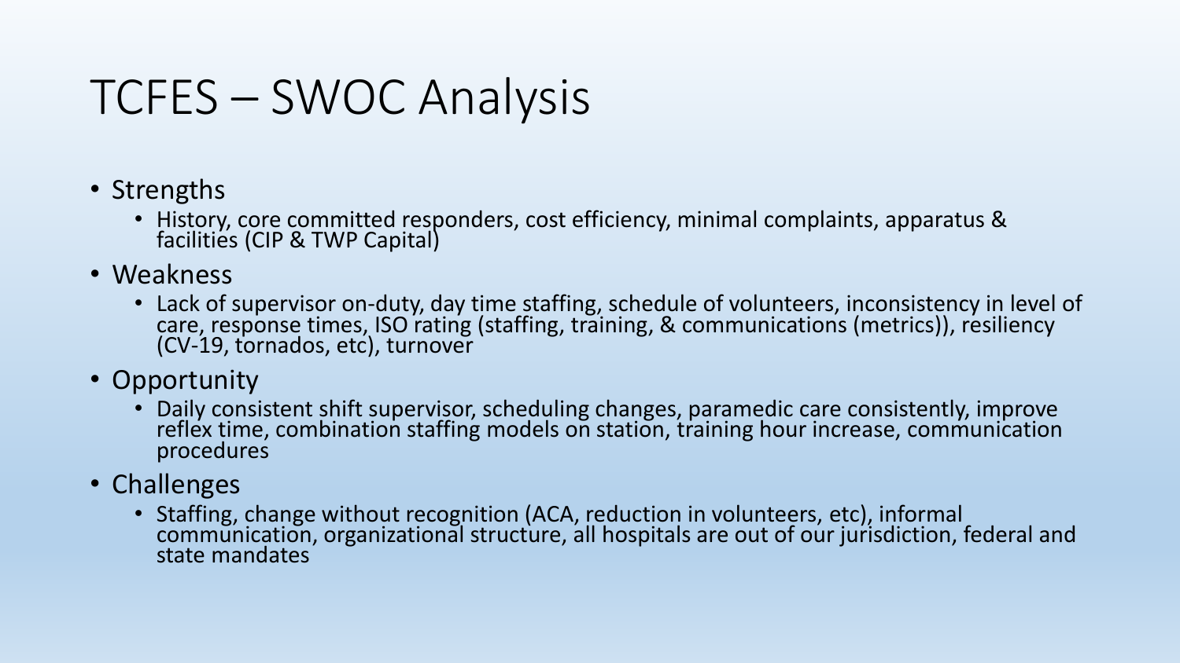# TCFES – SWOC Analysis

- Strengths
  - History, core committed responders, cost efficiency, minimal complaints, apparatus & facilities (CIP & TWP Capital)
- Weakness
  - Lack of supervisor on-duty, day time staffing, schedule of volunteers, inconsistency in level of care, response times, ISO rating (staffing, training, & communications (metrics)), resiliency (CV-19, tornados, etc), turnover
- Opportunity
  - Daily consistent shift supervisor, scheduling changes, paramedic care consistently, improve reflex time, combination staffing models on station, training hour increase, communication procedures
- Challenges
  - Staffing, change without recognition (ACA, reduction in volunteers, etc), informal communication, organizational structure, all hospitals are out of our jurisdiction, federal and state mandates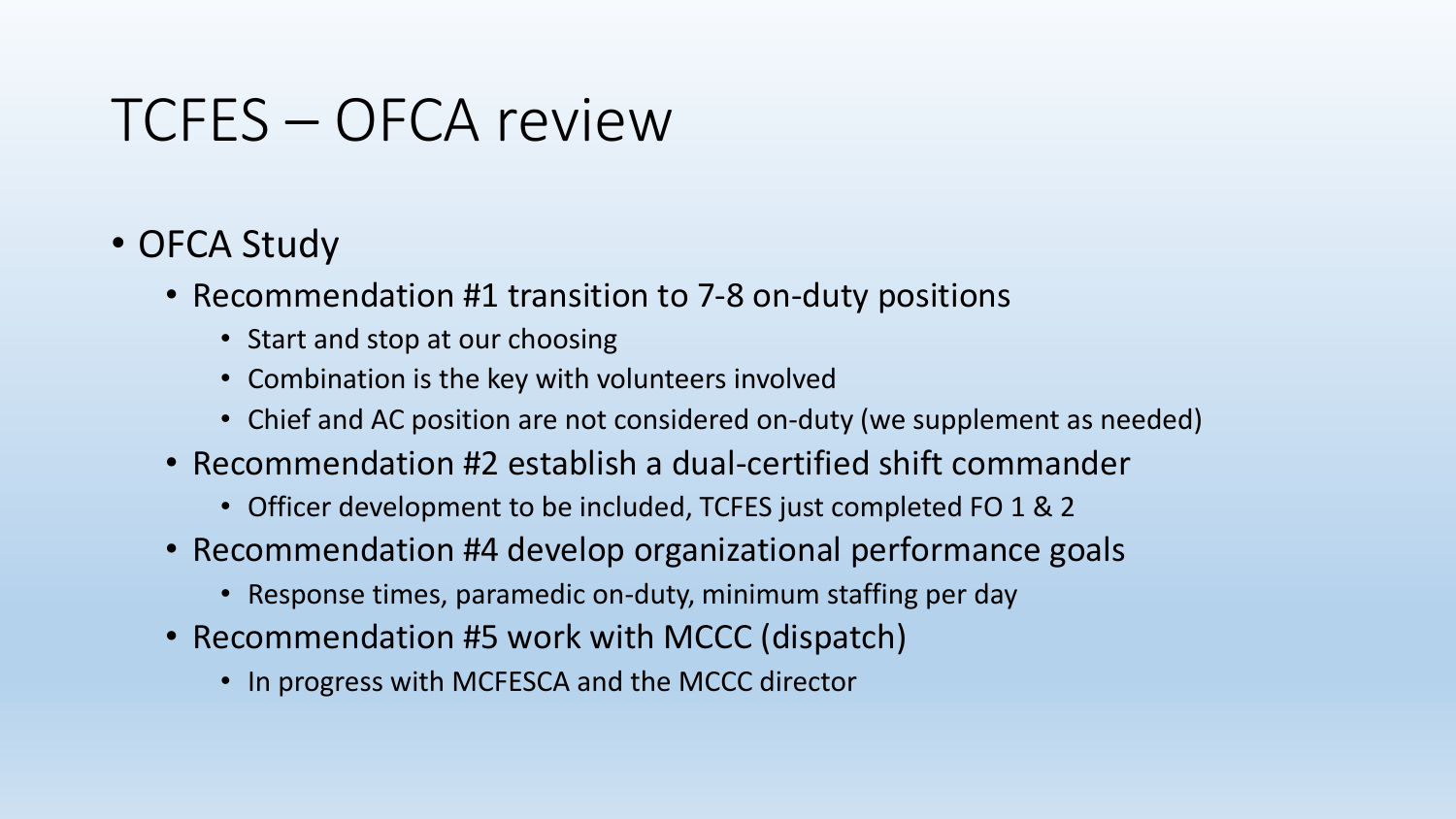# TCFES – OFCA review

- OFCA Study
  - Recommendation #1 transition to 7-8 on-duty positions
    - Start and stop at our choosing
    - Combination is the key with volunteers involved
    - Chief and AC position are not considered on-duty (we supplement as needed)
  - Recommendation #2 establish a dual-certified shift commander
    - Officer development to be included, TCFES just completed FO 1 & 2
  - Recommendation #4 develop organizational performance goals
    - Response times, paramedic on-duty, minimum staffing per day
  - Recommendation #5 work with MCCC (dispatch)
    - In progress with MCFESCA and the MCCC director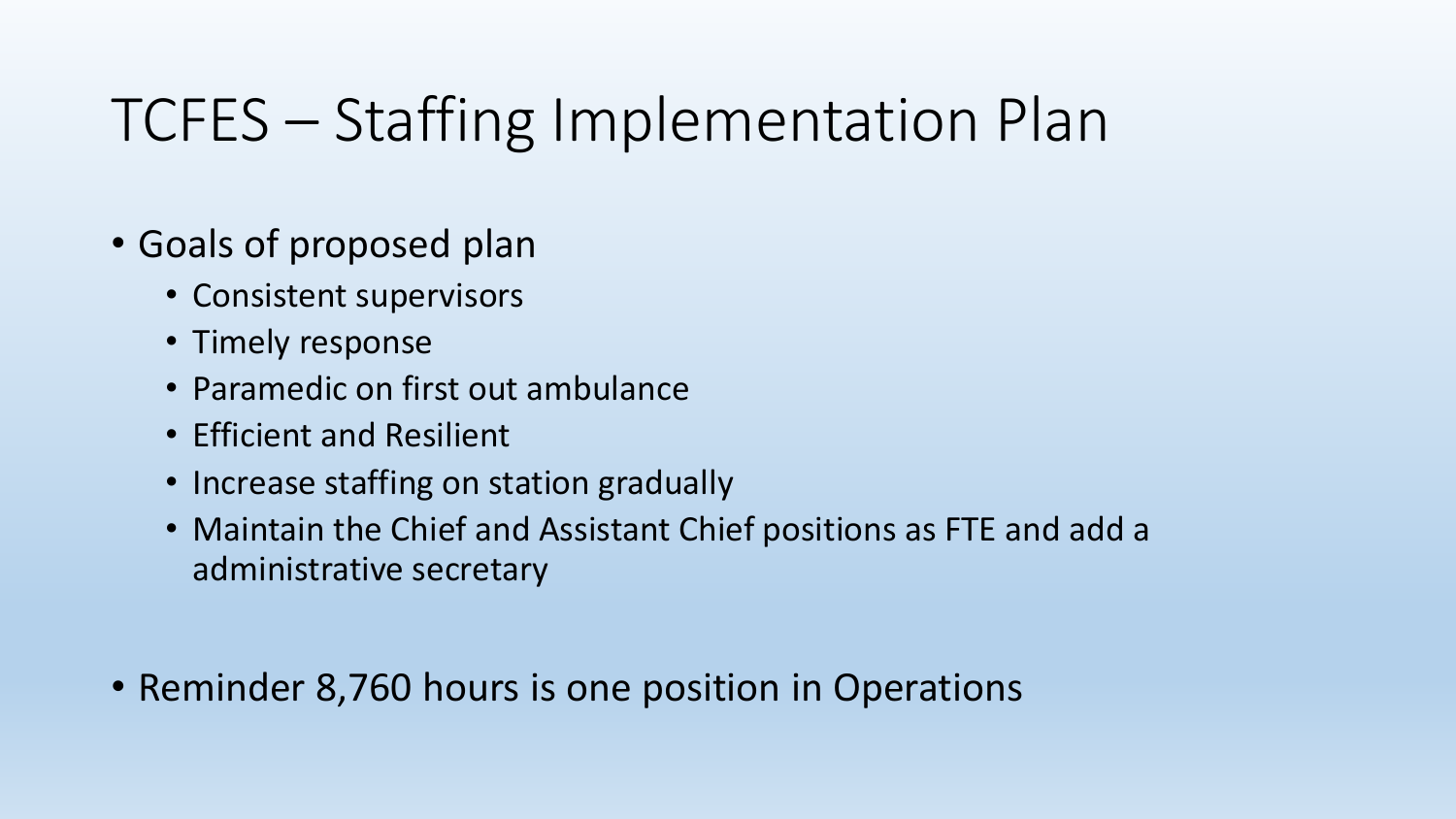# TCFES – Staffing Implementation Plan

- Goals of proposed plan
  - Consistent supervisors
  - Timely response
  - Paramedic on first out ambulance
  - Efficient and Resilient
  - Increase staffing on station gradually
  - Maintain the Chief and Assistant Chief positions as FTE and add a administrative secretary

- Reminder 8,760 hours is one position in Operations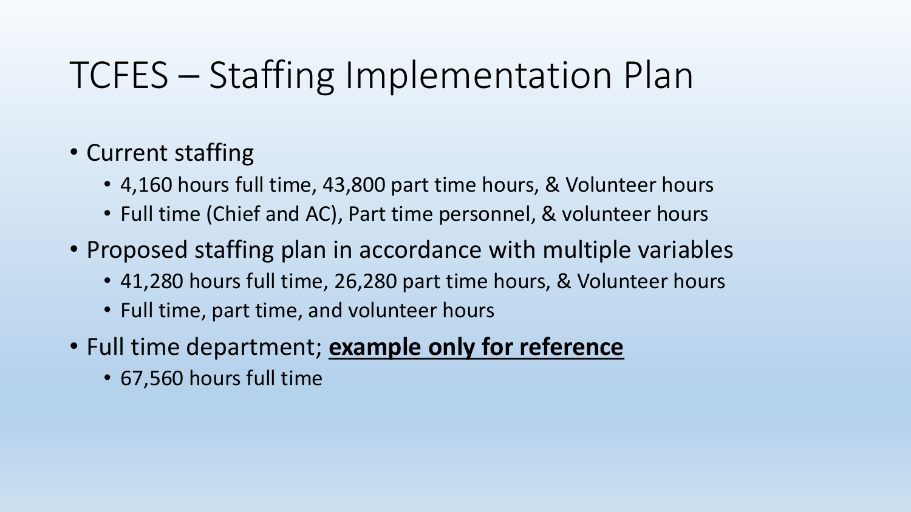# TCFES – Staffing Implementation Plan

- Current staffing
  - 4,160 hours full time, 43,800 part time hours, & Volunteer hours
  - Full time (Chief and AC), Part time personnel, & volunteer hours
- Proposed staffing plan in accordance with multiple variables
  - 41,280 hours full time, 26,280 part time hours, & Volunteer hours
  - Full time, part time, and volunteer hours
- Full time department; **example only for reference**
  - 67,560 hours full time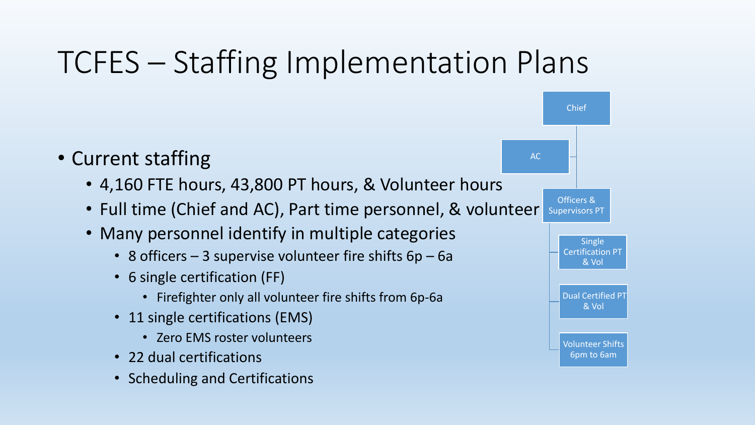# TCFES – Staffing Implementation Plans

- Current staffing
  - 4,160 FTE hours, 43,800 PT hours, & Volunteer hours
  - Full time (Chief and AC), Part time personnel, & volunteer
  - Many personnel identify in multiple categories
    - 8 officers – 3 supervise volunteer fire shifts 6p – 6a
    - 6 single certification (FF)
      - Firefighter only all volunteer fire shifts from 6p-6a
    - 11 single certifications (EMS)
      - Zero EMS roster volunteers
    - 22 dual certifications
    - Scheduling and Certifications

Chief

AC

Officers & Supervisors PT

Single Certification PT & Vol

Dual Certified PT & Vol

Volunteer Shifts 6pm to 6am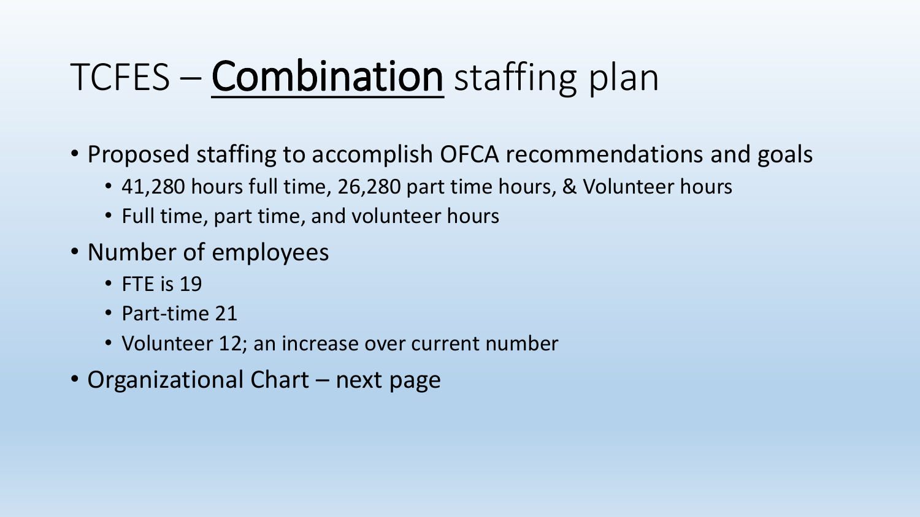# TCFES – <u>**Combination**</u> staffing plan

- Proposed staffing to accomplish OFCA recommendations and goals
  - 41,280 hours full time, 26,280 part time hours, & Volunteer hours
  - Full time, part time, and volunteer hours
- Number of employees
  - FTE is 19
  - Part-time 21
  - Volunteer 12; an increase over current number
- Organizational Chart – next page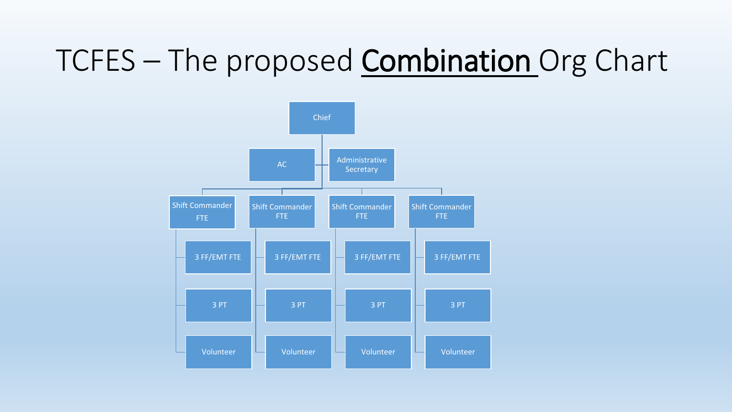# TCFES – The proposed **Combination** Org Chart

- Chief
  - AC
  - Administrative Secretary
  - Shift Commander FTE
    - 3 FF/EMT FTE
    - 3 PT
    - Volunteer
  - Shift Commander FTE
    - 3 FF/EMT FTE
    - 3 PT
    - Volunteer
  - Shift Commander FTE
    - 3 FF/EMT FTE
    - 3 PT
    - Volunteer
  - Shift Commander FTE
    - 3 FF/EMT FTE
    - 3 PT
    - Volunteer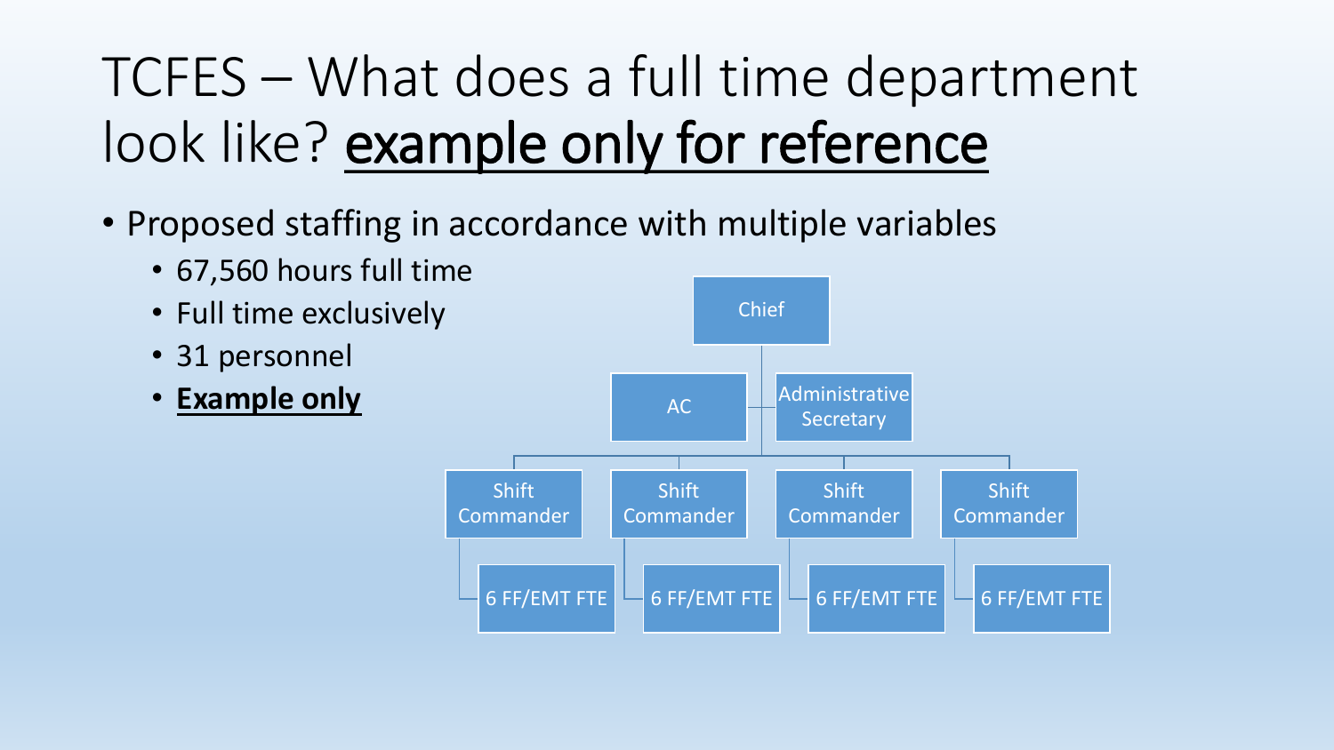# TCFES – What does a full time department look like? **<u>example only for reference</u>**

- Proposed staffing in accordance with multiple variables
  - 67,560 hours full time
  - Full time exclusively
  - 31 personnel
  - **<u>Example only</u>**

Chief

AC

Administrative Secretary

Shift Commander

Shift Commander

Shift Commander

Shift Commander

6 FF/EMT FTE

6 FF/EMT FTE

6 FF/EMT FTE

6 FF/EMT FTE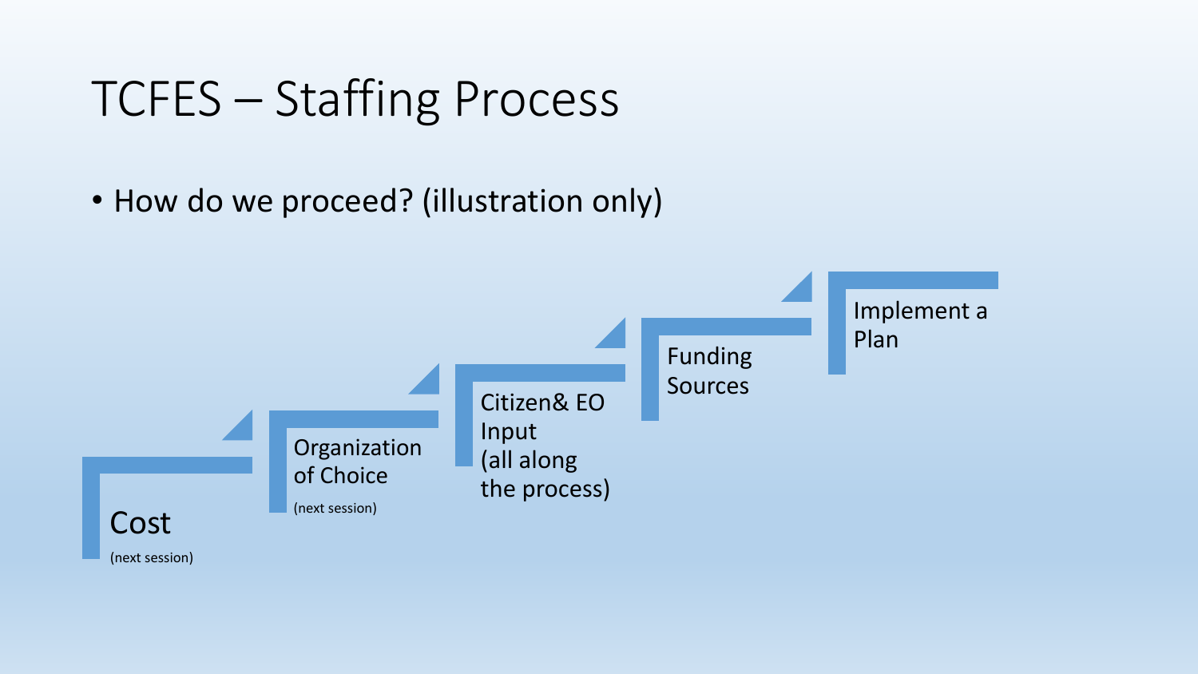# TCFES – Staffing Process

- How do we proceed? (illustration only)

1. Cost (next session)
2. Organization of Choice (next session)
3. Citizen& EO Input (all along the process)
4. Funding Sources
5. Implement a Plan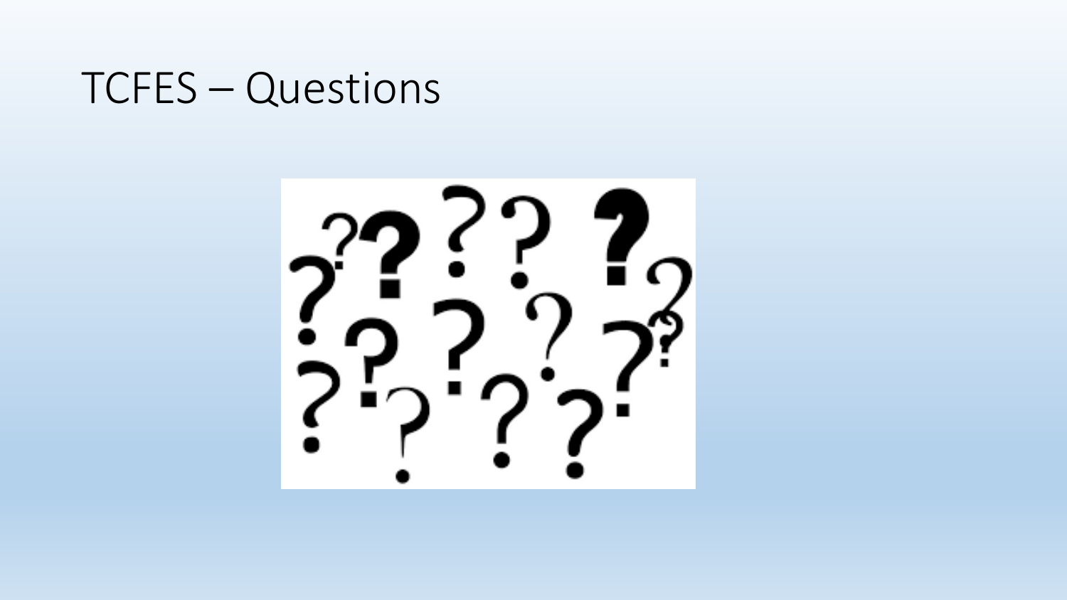# TCFES – Questions